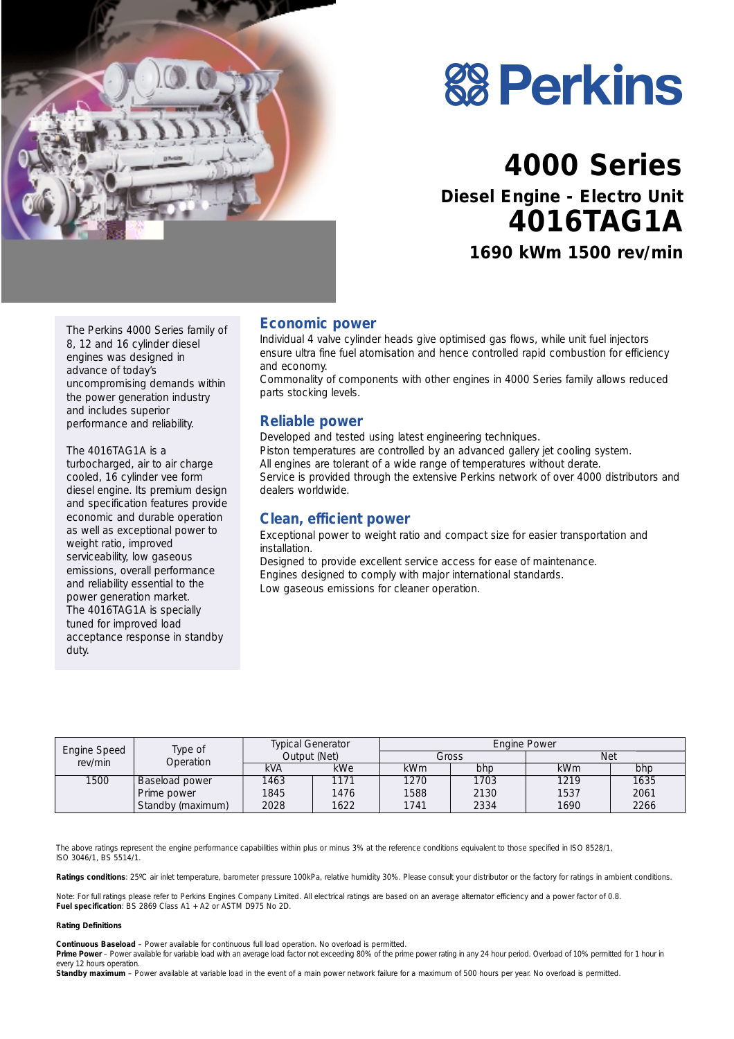# Perkins

# 4000 Series

## Diesel Engine - Electro Unit

# 4016TAG1A

## 1690 kWm 1500 rev/min

The Perkins 4000 Series family of 8, 12 and 16 cylinder diesel engines was designed in advance of today's uncompromising demands within the power generation industry and includes superior performance and reliability.

The 4016TAG1A is a turbocharged, air to air charge cooled, 16 cylinder vee form diesel engine. Its premium design and specification features provide economic and durable operation as well as exceptional power to weight ratio, improved serviceability, low gaseous emissions, overall performance and reliability essential to the power generation market. The 4016TAG1A is specially tuned for improved load acceptance response in standby duty.

### Economic power

Individual 4 valve cylinder heads give optimised gas flows, while unit fuel injectors ensure ultra fine fuel atomisation and hence controlled rapid combustion for efficiency and economy.
Commonality of components with other engines in 4000 Series family allows reduced parts stocking levels.

### Reliable power

Developed and tested using latest engineering techniques.
Piston temperatures are controlled by an advanced gallery jet cooling system.
All engines are tolerant of a wide range of temperatures without derate.
Service is provided through the extensive Perkins network of over 4000 distributors and dealers worldwide.

### Clean, efficient power

Exceptional power to weight ratio and compact size for easier transportation and installation.
Designed to provide excellent service access for ease of maintenance.
Engines designed to comply with major international standards.
Low gaseous emissions for cleaner operation.

| Engine Speed rev/min | Type of Operation | Typical Generator Output (Net) | | Engine Power | | | |
|---|---|---|---|---|---|---|---|
| | | | | Gross | | Net | |
| | | kVA | kWe | kWm | bhp | kWm | bhp |
| 1500 | Baseload power | 1463 | 1171 | 1270 | 1703 | 1219 | 1635 |
| | Prime power | 1845 | 1476 | 1588 | 2130 | 1537 | 2061 |
| | Standby (maximum) | 2028 | 1622 | 1741 | 2334 | 1690 | 2266 |

The above ratings represent the engine performance capabilities within plus or minus 3% at the reference conditions equivalent to those specified in ISO 8528/1, ISO 3046/1, BS 5514/1.

**Ratings conditions**: 25ºC air inlet temperature, barometer pressure 100kPa, relative humidity 30%. Please consult your distributor or the factory for ratings in ambient conditions.

Note: For full ratings please refer to Perkins Engines Company Limited. All electrical ratings are based on an average alternator efficiency and a power factor of 0.8.
**Fuel specification**: BS 2869 Class A1 + A2 or ASTM D975 No 2D.

**Rating Definitions**

**Continuous Baseload** – Power available for continuous full load operation. No overload is permitted.
**Prime Power** – Power available for variable load with an average load factor not exceeding 80% of the prime power rating in any 24 hour period. Overload of 10% permitted for 1 hour in every 12 hours operation.
**Standby maximum** – Power available at variable load in the event of a main power network failure for a maximum of 500 hours per year. No overload is permitted.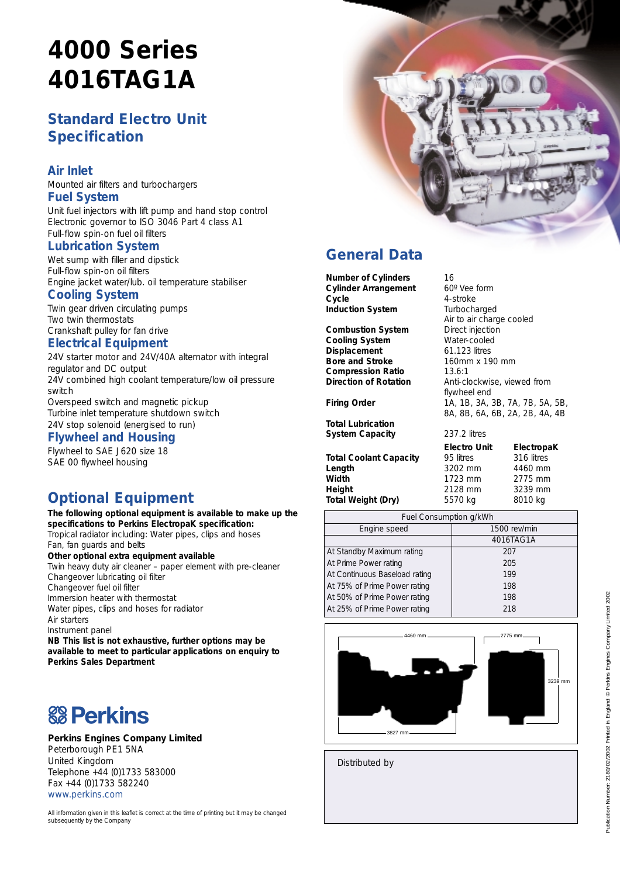// Transcription not available: produce the markdown described.

# 4000 Series 4016TAG1A

## Standard Electro Unit Specification

### Air Inlet

Mounted air filters and turbochargers

### Fuel System

Unit fuel injectors with lift pump and hand stop control
Electronic governor to ISO 3046 Part 4 class A1
Full-flow spin-on fuel oil filters

### Lubrication System

Wet sump with filler and dipstick
Full-flow spin-on oil filters
Engine jacket water/lub. oil temperature stabiliser

### Cooling System

Twin gear driven circulating pumps
Two twin thermostats
Crankshaft pulley for fan drive

### Electrical Equipment

24V starter motor and 24V/40A alternator with integral regulator and DC output
24V combined high coolant temperature/low oil pressure switch
Overspeed switch and magnetic pickup
Turbine inlet temperature shutdown switch
24V stop solenoid (energised to run)

### Flywheel and Housing

Flywheel to SAE J620 size 18
SAE 00 flywheel housing

## Optional Equipment

**The following optional equipment is available to make up the specifications to Perkins ElectropaK specification:**
Tropical radiator including: Water pipes, clips and hoses
Fan, fan guards and belts

**Other optional extra equipment available**
Twin heavy duty air cleaner – paper element with pre-cleaner
Changeover lubricating oil filter
Changeover fuel oil filter
Immersion heater with thermostat
Water pipes, clips and hoses for radiator
Air starters
Instrument panel

**NB This list is not exhaustive, further options may be available to meet to particular applications on enquiry to Perkins Sales Department**

Perkins

**Perkins Engines Company Limited**
Peterborough PE1 5NA
United Kingdom
Telephone +44 (0)1733 583000
Fax +44 (0)1733 582240
www.perkins.com

All information given in this leaflet is correct at the time of printing but it may be changed subsequently by the Company

## General Data

| | | |
|---|---|---|
| **Number of Cylinders** | 16 | |
| **Cylinder Arrangement** | 60º Vee form | |
| **Cycle** | 4-stroke | |
| **Induction System** | Turbocharged Air to air charge cooled | |
| **Combustion System** | Direct injection | |
| **Cooling System** | Water-cooled | |
| **Displacement** | 61.123 litres | |
| **Bore and Stroke** | 160mm x 190 mm | |
| **Compression Ratio** | 13.6:1 | |
| **Direction of Rotation** | Anti-clockwise, viewed from flywheel end | |
| **Firing Order** | 1A, 1B, 3A, 3B, 7A, 7B, 5A, 5B, 8A, 8B, 6A, 6B, 2A, 2B, 4A, 4B | |
| **Total Lubrication System Capacity** | 237.2 litres | |
| | **Electro Unit** | **ElectropaK** |
| **Total Coolant Capacity** | 95 litres | 316 litres |
| **Length** | 3202 mm | 4460 mm |
| **Width** | 1723 mm | 2775 mm |
| **Height** | 2128 mm | 3239 mm |
| **Total Weight (Dry)** | 5570 kg | 8010 kg |

| Fuel Consumption g/kWh | |
|---|---|
| Engine speed | 1500 rev/min |
| | 4016TAG1A |
| At Standby Maximum rating | 207 |
| At Prime Power rating | 205 |
| At Continuous Baseload rating | 199 |
| At 75% of Prime Power rating | 198 |
| At 50% of Prime Power rating | 198 |
| At 25% of Prime Power rating | 218 |

4460 mm
2775 mm
3239 mm
3827 mm

Distributed by

Publication Number: 2180/02/2002 Printed in England © Perkins Engines Company Limited 2002